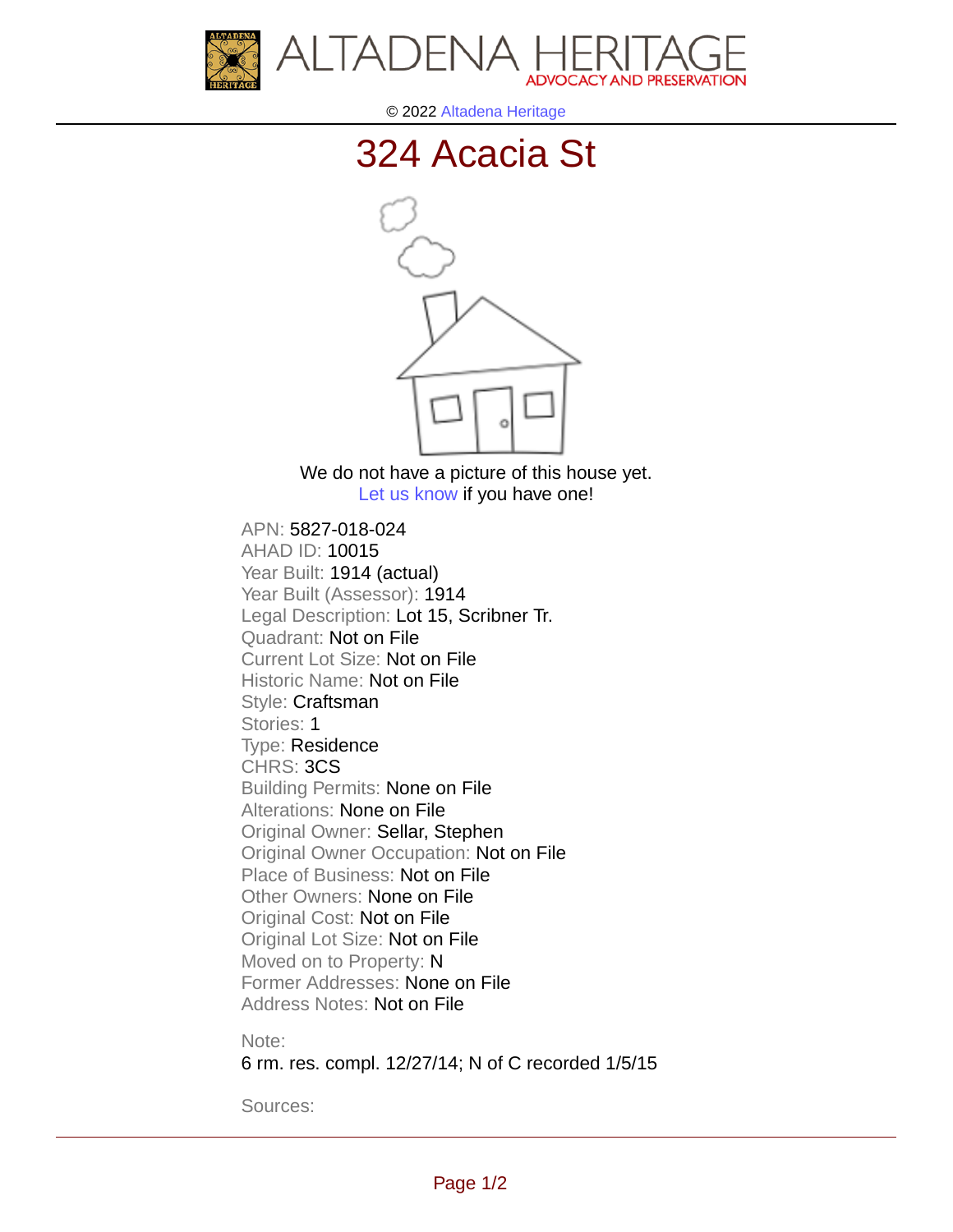ALTADENA HERITAGE
ADVOCACY AND PRESERVATION

© 2022 Altadena Heritage

# 324 Acacia St

We do not have a picture of this house yet.
Let us know if you have one!

APN: 5827-018-024
AHAD ID: 10015
Year Built: 1914 (actual)
Year Built (Assessor): 1914
Legal Description: Lot 15, Scribner Tr.
Quadrant: Not on File
Current Lot Size: Not on File
Historic Name: Not on File
Style: Craftsman
Stories: 1
Type: Residence
CHRS: 3CS
Building Permits: None on File
Alterations: None on File
Original Owner: Sellar, Stephen
Original Owner Occupation: Not on File
Place of Business: Not on File
Other Owners: None on File
Original Cost: Not on File
Original Lot Size: Not on File
Moved on to Property: N
Former Addresses: None on File
Address Notes: Not on File

Note:
6 rm. res. compl. 12/27/14; N of C recorded 1/5/15

Sources: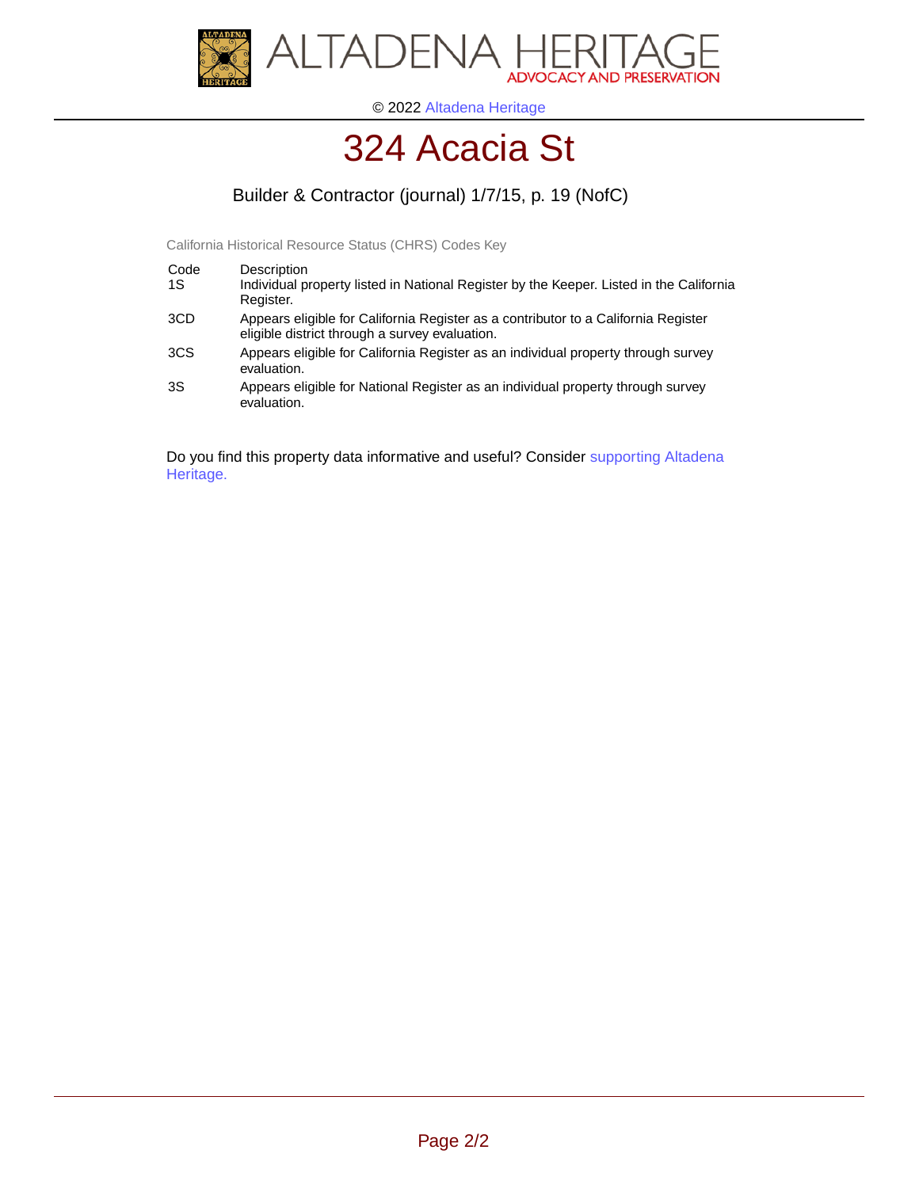ALTADENA HERITAGE
ADVOCACY AND PRESERVATION

© 2022 Altadena Heritage

# 324 Acacia St

Builder & Contractor (journal) 1/7/15, p. 19 (NofC)

California Historical Resource Status (CHRS) Codes Key

| Code | Description |
|---|---|
| 1S | Individual property listed in National Register by the Keeper. Listed in the California Register. |
| 3CD | Appears eligible for California Register as a contributor to a California Register eligible district through a survey evaluation. |
| 3CS | Appears eligible for California Register as an individual property through survey evaluation. |
| 3S | Appears eligible for National Register as an individual property through survey evaluation. |

Do you find this property data informative and useful? Consider supporting Altadena Heritage.